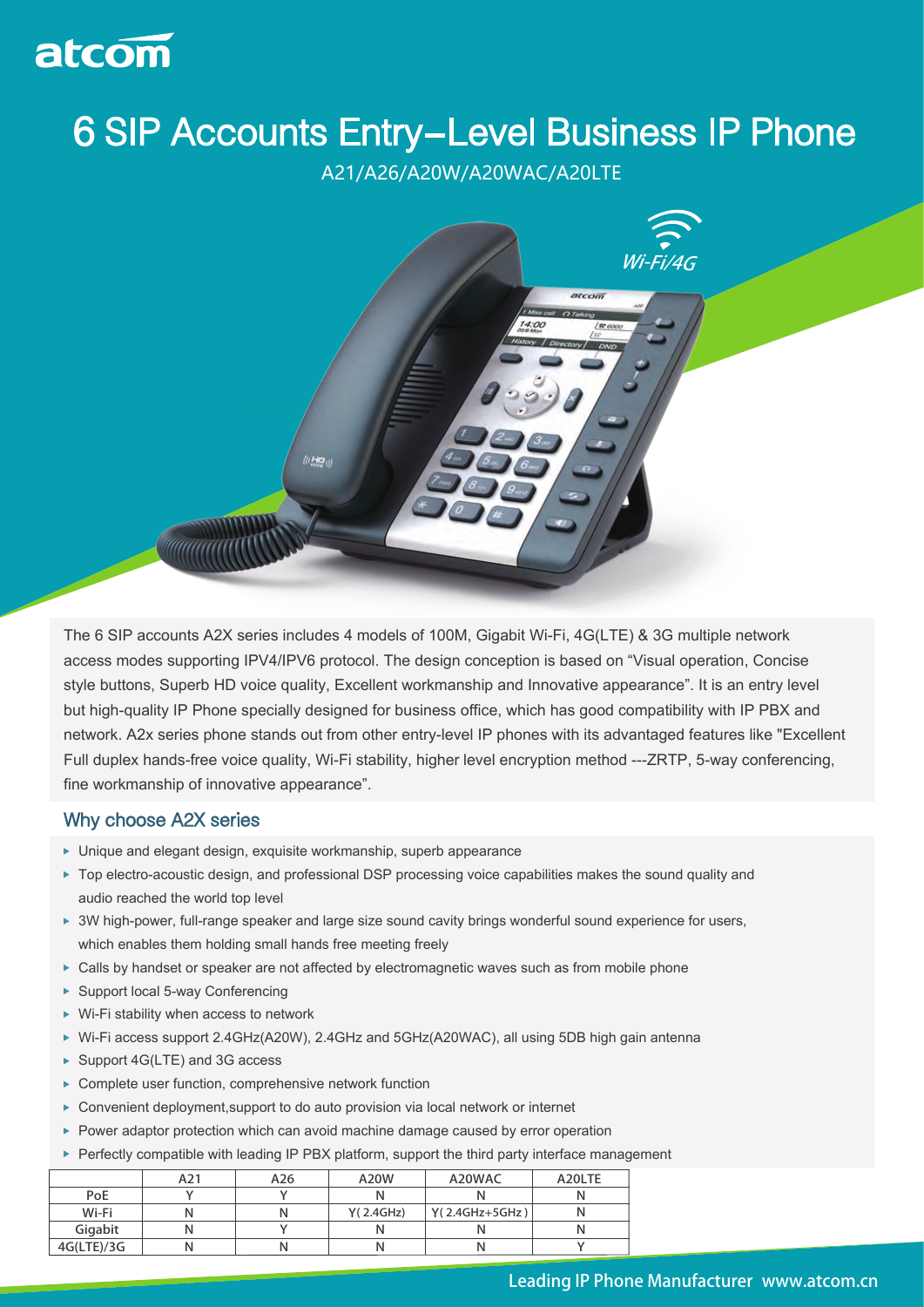atcom

# 6 SIP Accounts Entry–Level Business IP Phone

A21/A26/A20W/A20WAC/A20LTE

Wi-Fi/4G

The 6 SIP accounts A2X series includes 4 models of 100M, Gigabit Wi-Fi, 4G(LTE) & 3G multiple network access modes supporting IPV4/IPV6 protocol. The design conception is based on "Visual operation, Concise style buttons, Superb HD voice quality, Excellent workmanship and Innovative appearance". It is an entry level but high-quality IP Phone specially designed for business office, which has good compatibility with IP PBX and network. A2x series phone stands out from other entry-level IP phones with its advantaged features like "Excellent Full duplex hands-free voice quality, Wi-Fi stability, higher level encryption method ---ZRTP, 5-way conferencing, fine workmanship of innovative appearance".

## Why choose A2X series

- Unique and elegant design, exquisite workmanship, superb appearance
- Top electro-acoustic design, and professional DSP processing voice capabilities makes the sound quality and audio reached the world top level
- 3W high-power, full-range speaker and large size sound cavity brings wonderful sound experience for users, which enables them holding small hands free meeting freely
- Calls by handset or speaker are not affected by electromagnetic waves such as from mobile phone
- Support local 5-way Conferencing
- Wi-Fi stability when access to network
- Wi-Fi access support 2.4GHz(A20W), 2.4GHz and 5GHz(A20WAC), all using 5DB high gain antenna
- Support 4G(LTE) and 3G access
- Complete user function, comprehensive network function
- Convenient deployment,support to do auto provision via local network or internet
- Power adaptor protection which can avoid machine damage caused by error operation
- Perfectly compatible with leading IP PBX platform, support the third party interface management

| | A21 | A26 | A20W | A20WAC | A20LTE |
|---|---|---|---|---|---|
| PoE | Y | Y | N | N | N |
| Wi-Fi | N | N | Y( 2.4GHz) | Y( 2.4GHz+5GHz ) | N |
| Gigabit | N | Y | N | N | N |
| 4G(LTE)/3G | N | N | N | N | Y |

Leading IP Phone Manufacturer www.atcom.cn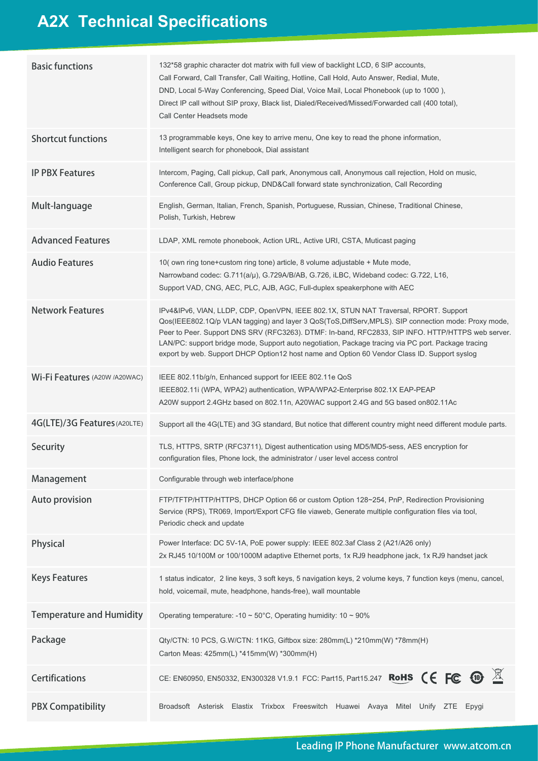# A2X Technical Specifications

| | |
|---|---|
| Basic functions | 132*58 graphic character dot matrix with full view of backlight LCD, 6 SIP accounts, Call Forward, Call Transfer, Call Waiting, Hotline, Call Hold, Auto Answer, Redial, Mute, DND, Local 5-Way Conferencing, Speed Dial, Voice Mail, Local Phonebook (up to 1000 ), Direct IP call without SIP proxy, Black list, Dialed/Received/Missed/Forwarded call (400 total), Call Center Headsets mode |
| Shortcut functions | 13 programmable keys, One key to arrive menu, One key to read the phone information, Intelligent search for phonebook, Dial assistant |
| IP PBX Features | Intercom, Paging, Call pickup, Call park, Anonymous call, Anonymous call rejection, Hold on music, Conference Call, Group pickup, DND&Call forward state synchronization, Call Recording |
| Mult-language | English, German, Italian, French, Spanish, Portuguese, Russian, Chinese, Traditional Chinese, Polish, Turkish, Hebrew |
| Advanced Features | LDAP, XML remote phonebook, Action URL, Active URI, CSTA, Muticast paging |
| Audio Features | 10( own ring tone+custom ring tone) article, 8 volume adjustable + Mute mode, Narrowband codec: G.711(a/μ), G.729A/B/AB, G.726, iLBC, Wideband codec: G.722, L16, Support VAD, CNG, AEC, PLC, AJB, AGC, Full-duplex speakerphone with AEC |
| Network Features | IPv4&IPv6, VIAN, LLDP, CDP, OpenVPN, IEEE 802.1X, STUN NAT Traversal, RPORT. Support Qos(IEEE802.1Q/p VLAN tagging) and layer 3 QoS(ToS,DiffServ,MPLS). SIP connection mode: Proxy mode, Peer to Peer. Support DNS SRV (RFC3263). DTMF: In-band, RFC2833, SIP INFO. HTTP/HTTPS web server. LAN/PC: support bridge mode, Support auto negotiation, Package tracing via PC port. Package tracing export by web. Support DHCP Option12 host name and Option 60 Vendor Class ID. Support syslog |
| Wi-Fi Features (A20W /A20WAC) | IEEE 802.11b/g/n, Enhanced support for IEEE 802.11e QoS IEEE802.11i (WPA, WPA2) authentication, WPA/WPA2-Enterprise 802.1X EAP-PEAP A20W support 2.4GHz based on 802.11n, A20WAC support 2.4G and 5G based on802.11Ac |
| 4G(LTE)/3G Features (A20LTE) | Support all the 4G(LTE) and 3G standard, But notice that different country might need different module parts. |
| Security | TLS, HTTPS, SRTP (RFC3711), Digest authentication using MD5/MD5-sess, AES encryption for configuration files, Phone lock, the administrator / user level access control |
| Management | Configurable through web interface/phone |
| Auto provision | FTP/TFTP/HTTP/HTTPS, DHCP Option 66 or custom Option 128~254, PnP, Redirection Provisioning Service (RPS), TR069, Import/Export CFG file viaweb, Generate multiple configuration files via tool, Periodic check and update |
| Physical | Power Interface: DC 5V-1A, PoE power supply: IEEE 802.3af Class 2 (A21/A26 only) 2x RJ45 10/100M or 100/1000M adaptive Ethernet ports, 1x RJ9 headphone jack, 1x RJ9 handset jack |
| Keys Features | 1 status indicator, 2 line keys, 3 soft keys, 5 navigation keys, 2 volume keys, 7 function keys (menu, cancel, hold, voicemail, mute, headphone, hands-free), wall mountable |
| Temperature and Humidity | Operating temperature: -10 ~ 50°C, Operating humidity: 10 ~ 90% |
| Package | Qty/CTN: 10 PCS, G.W/CTN: 11KG, Giftbox size: 280mm(L) *210mm(W) *78mm(H) Carton Meas: 425mm(L) *415mm(W) *300mm(H) |
| Certifications | CE: EN60950, EN50332, EN300328 V1.9.1 FCC: Part15, Part15.247 RoHS CE FC |
| PBX Compatibility | Broadsoft Asterisk Elastix Trixbox Freeswitch Huawei Avaya Mitel Unify ZTE Epygi |

Leading IP Phone Manufacturer www.atcom.cn